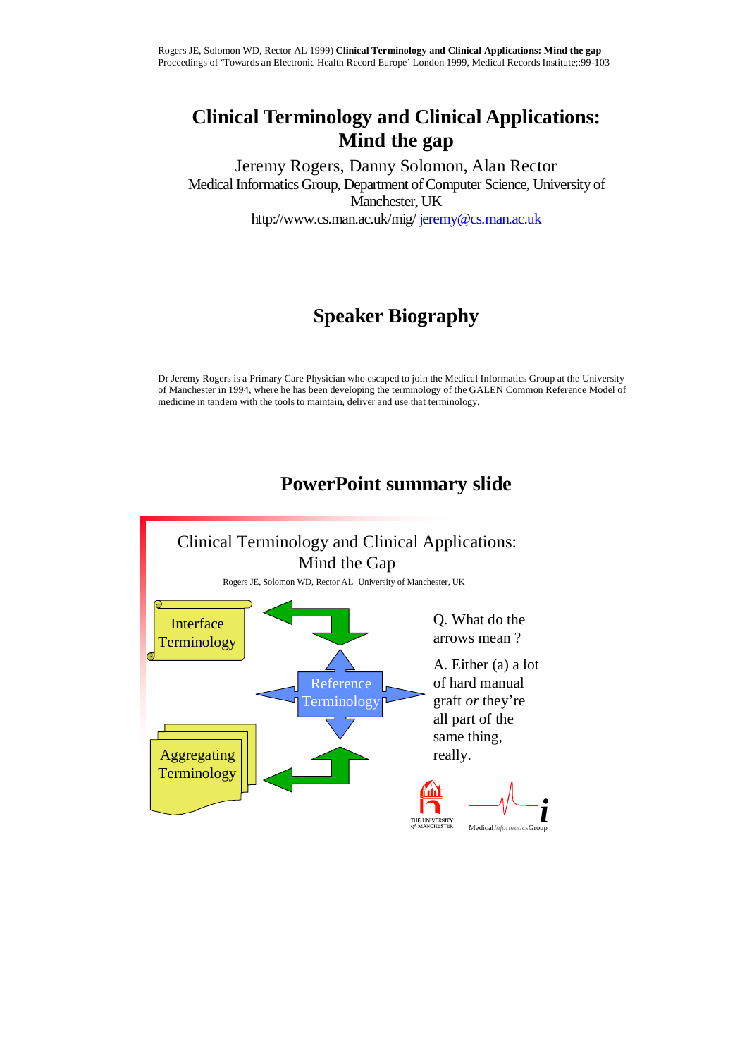Rogers JE, Solomon WD, Rector AL 1999) **Clinical Terminology and Clinical Applications: Mind the gap**
Proceedings of 'Towards an Electronic Health Record Europe' London 1999, Medical Records Institute;:99-103

# Clinical Terminology and Clinical Applications: Mind the gap

Jeremy Rogers, Danny Solomon, Alan Rector
Medical Informatics Group, Department of Computer Science, University of Manchester, UK
http://www.cs.man.ac.uk/mig/ jeremy@cs.man.ac.uk

## Speaker Biography

Dr Jeremy Rogers is a Primary Care Physician who escaped to join the Medical Informatics Group at the University of Manchester in 1994, where he has been developing the terminology of the GALEN Common Reference Model of medicine in tandem with the tools to maintain, deliver and use that terminology.

## PowerPoint summary slide

Clinical Terminology and Clinical Applications: Mind the Gap

Rogers JE, Solomon WD, Rector AL University of Manchester, UK

Interface Terminology

Reference Terminology

Aggregating Terminology

Q. What do the arrows mean ?

A. Either (a) a lot of hard manual graft *or* they're all part of the same thing, really.

THE UNIVERSITY of MANCHESTER

Medical*Informatics*Group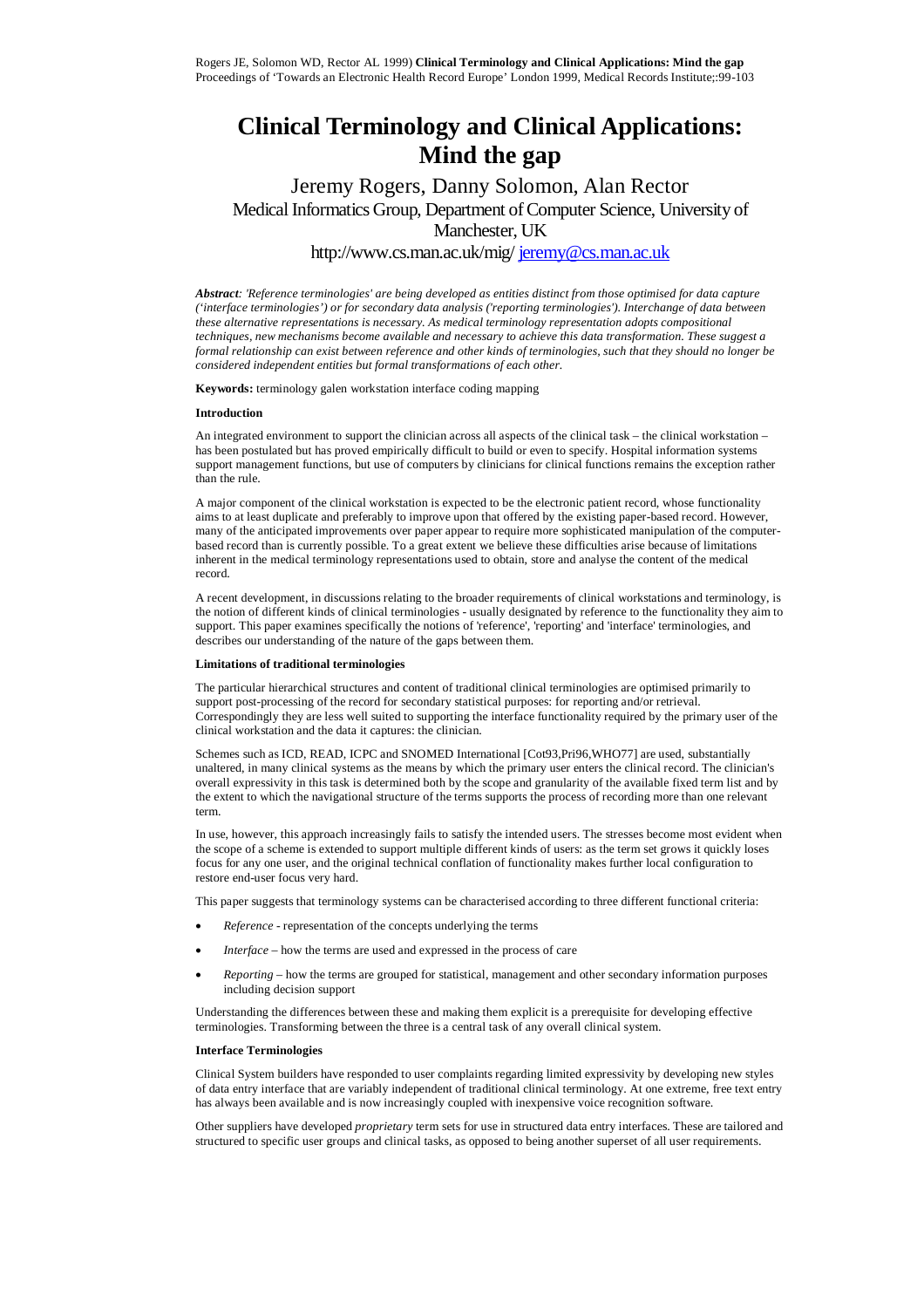Rogers JE, Solomon WD, Rector AL 1999) **Clinical Terminology and Clinical Applications: Mind the gap** Proceedings of 'Towards an Electronic Health Record Europe' London 1999, Medical Records Institute;:99-103

# Clinical Terminology and Clinical Applications: Mind the gap

Jeremy Rogers, Danny Solomon, Alan Rector
Medical Informatics Group, Department of Computer Science, University of Manchester, UK
http://www.cs.man.ac.uk/mig/ jeremy@cs.man.ac.uk

***Abstract**: 'Reference terminologies' are being developed as entities distinct from those optimised for data capture ('interface terminologies') or for secondary data analysis ('reporting terminologies'). Interchange of data between these alternative representations is necessary. As medical terminology representation adopts compositional techniques, new mechanisms become available and necessary to achieve this data transformation. These suggest a formal relationship can exist between reference and other kinds of terminologies, such that they should no longer be considered independent entities but formal transformations of each other.*

**Keywords:** terminology galen workstation interface coding mapping

**Introduction**

An integrated environment to support the clinician across all aspects of the clinical task – the clinical workstation – has been postulated but has proved empirically difficult to build or even to specify. Hospital information systems support management functions, but use of computers by clinicians for clinical functions remains the exception rather than the rule.

A major component of the clinical workstation is expected to be the electronic patient record, whose functionality aims to at least duplicate and preferably to improve upon that offered by the existing paper-based record. However, many of the anticipated improvements over paper appear to require more sophisticated manipulation of the computer-based record than is currently possible. To a great extent we believe these difficulties arise because of limitations inherent in the medical terminology representations used to obtain, store and analyse the content of the medical record.

A recent development, in discussions relating to the broader requirements of clinical workstations and terminology, is the notion of different kinds of clinical terminologies - usually designated by reference to the functionality they aim to support. This paper examines specifically the notions of 'reference', 'reporting' and 'interface' terminologies, and describes our understanding of the nature of the gaps between them.

**Limitations of traditional terminologies**

The particular hierarchical structures and content of traditional clinical terminologies are optimised primarily to support post-processing of the record for secondary statistical purposes: for reporting and/or retrieval. Correspondingly they are less well suited to supporting the interface functionality required by the primary user of the clinical workstation and the data it captures: the clinician.

Schemes such as ICD, READ, ICPC and SNOMED International [Cot93,Pri96,WHO77] are used, substantially unaltered, in many clinical systems as the means by which the primary user enters the clinical record. The clinician's overall expressivity in this task is determined both by the scope and granularity of the available fixed term list and by the extent to which the navigational structure of the terms supports the process of recording more than one relevant term.

In use, however, this approach increasingly fails to satisfy the intended users. The stresses become most evident when the scope of a scheme is extended to support multiple different kinds of users: as the term set grows it quickly loses focus for any one user, and the original technical conflation of functionality makes further local configuration to restore end-user focus very hard.

This paper suggests that terminology systems can be characterised according to three different functional criteria:

- *Reference* - representation of the concepts underlying the terms
- *Interface* – how the terms are used and expressed in the process of care
- *Reporting* – how the terms are grouped for statistical, management and other secondary information purposes including decision support

Understanding the differences between these and making them explicit is a prerequisite for developing effective terminologies. Transforming between the three is a central task of any overall clinical system.

**Interface Terminologies**

Clinical System builders have responded to user complaints regarding limited expressivity by developing new styles of data entry interface that are variably independent of traditional clinical terminology. At one extreme, free text entry has always been available and is now increasingly coupled with inexpensive voice recognition software.

Other suppliers have developed *proprietary* term sets for use in structured data entry interfaces. These are tailored and structured to specific user groups and clinical tasks, as opposed to being another superset of all user requirements.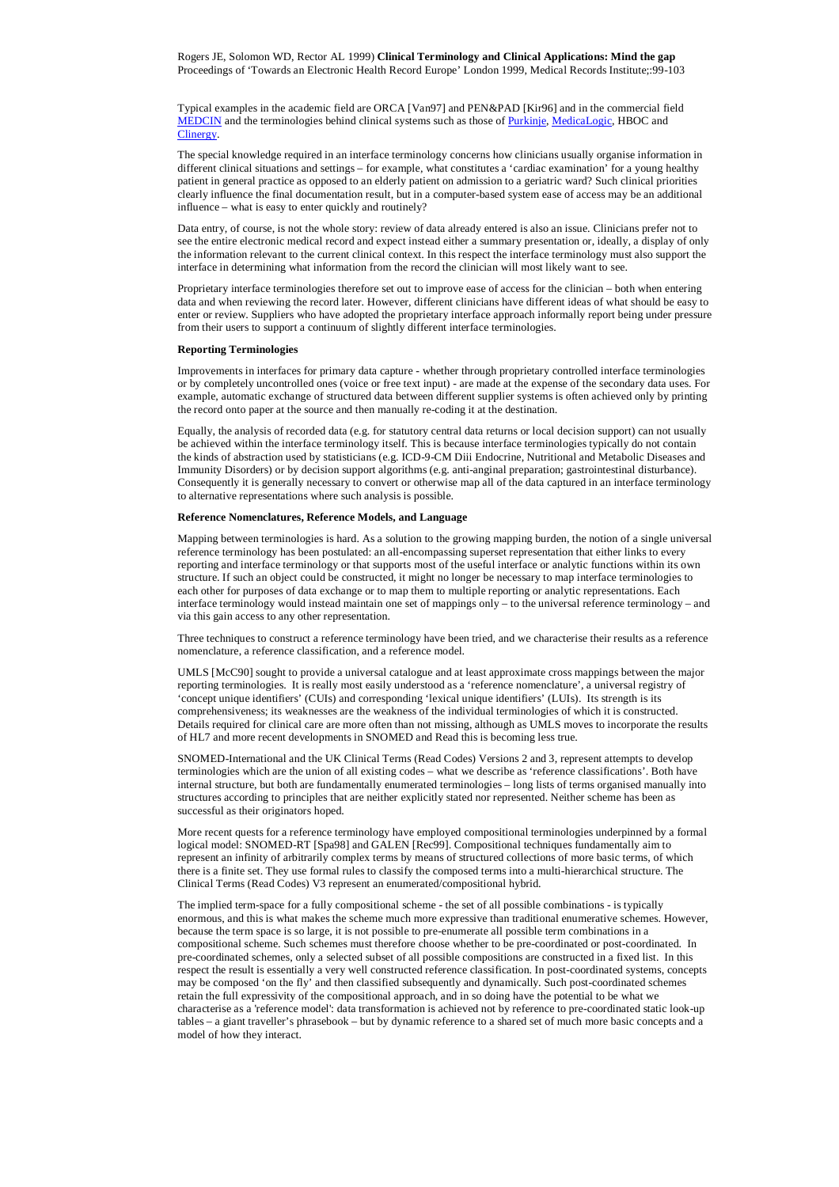Typical examples in the academic field are ORCA [Van97] and PEN&PAD [Kir96] and in the commercial field MEDCIN and the terminologies behind clinical systems such as those of Purkinje, MedicaLogic, HBOC and Clinergy.

The special knowledge required in an interface terminology concerns how clinicians usually organise information in different clinical situations and settings – for example, what constitutes a 'cardiac examination' for a young healthy patient in general practice as opposed to an elderly patient on admission to a geriatric ward? Such clinical priorities clearly influence the final documentation result, but in a computer-based system ease of access may be an additional influence – what is easy to enter quickly and routinely?

Data entry, of course, is not the whole story: review of data already entered is also an issue. Clinicians prefer not to see the entire electronic medical record and expect instead either a summary presentation or, ideally, a display of only the information relevant to the current clinical context. In this respect the interface terminology must also support the interface in determining what information from the record the clinician will most likely want to see.

Proprietary interface terminologies therefore set out to improve ease of access for the clinician – both when entering data and when reviewing the record later. However, different clinicians have different ideas of what should be easy to enter or review. Suppliers who have adopted the proprietary interface approach informally report being under pressure from their users to support a continuum of slightly different interface terminologies.

**Reporting Terminologies**

Improvements in interfaces for primary data capture - whether through proprietary controlled interface terminologies or by completely uncontrolled ones (voice or free text input) - are made at the expense of the secondary data uses. For example, automatic exchange of structured data between different supplier systems is often achieved only by printing the record onto paper at the source and then manually re-coding it at the destination.

Equally, the analysis of recorded data (e.g. for statutory central data returns or local decision support) can not usually be achieved within the interface terminology itself. This is because interface terminologies typically do not contain the kinds of abstraction used by statisticians (e.g. ICD-9-CM Diii Endocrine, Nutritional and Metabolic Diseases and Immunity Disorders) or by decision support algorithms (e.g. anti-anginal preparation; gastrointestinal disturbance). Consequently it is generally necessary to convert or otherwise map all of the data captured in an interface terminology to alternative representations where such analysis is possible.

**Reference Nomenclatures, Reference Models, and Language**

Mapping between terminologies is hard. As a solution to the growing mapping burden, the notion of a single universal reference terminology has been postulated: an all-encompassing superset representation that either links to every reporting and interface terminology or that supports most of the useful interface or analytic functions within its own structure. If such an object could be constructed, it might no longer be necessary to map interface terminologies to each other for purposes of data exchange or to map them to multiple reporting or analytic representations. Each interface terminology would instead maintain one set of mappings only – to the universal reference terminology – and via this gain access to any other representation.

Three techniques to construct a reference terminology have been tried, and we characterise their results as a reference nomenclature, a reference classification, and a reference model.

UMLS [McC90] sought to provide a universal catalogue and at least approximate cross mappings between the major reporting terminologies. It is really most easily understood as a 'reference nomenclature', a universal registry of 'concept unique identifiers' (CUIs) and corresponding 'lexical unique identifiers' (LUIs). Its strength is its comprehensiveness; its weaknesses are the weakness of the individual terminologies of which it is constructed. Details required for clinical care are more often than not missing, although as UMLS moves to incorporate the results of HL7 and more recent developments in SNOMED and Read this is becoming less true.

SNOMED-International and the UK Clinical Terms (Read Codes) Versions 2 and 3, represent attempts to develop terminologies which are the union of all existing codes – what we describe as 'reference classifications'. Both have internal structure, but both are fundamentally enumerated terminologies – long lists of terms organised manually into structures according to principles that are neither explicitly stated nor represented. Neither scheme has been as successful as their originators hoped.

More recent quests for a reference terminology have employed compositional terminologies underpinned by a formal logical model: SNOMED-RT [Spa98] and GALEN [Rec99]. Compositional techniques fundamentally aim to represent an infinity of arbitrarily complex terms by means of structured collections of more basic terms, of which there is a finite set. They use formal rules to classify the composed terms into a multi-hierarchical structure. The Clinical Terms (Read Codes) V3 represent an enumerated/compositional hybrid.

The implied term-space for a fully compositional scheme - the set of all possible combinations - is typically enormous, and this is what makes the scheme much more expressive than traditional enumerative schemes. However, because the term space is so large, it is not possible to pre-enumerate all possible term combinations in a compositional scheme. Such schemes must therefore choose whether to be pre-coordinated or post-coordinated. In pre-coordinated schemes, only a selected subset of all possible compositions are constructed in a fixed list. In this respect the result is essentially a very well constructed reference classification. In post-coordinated systems, concepts may be composed 'on the fly' and then classified subsequently and dynamically. Such post-coordinated schemes retain the full expressivity of the compositional approach, and in so doing have the potential to be what we characterise as a 'reference model': data transformation is achieved not by reference to pre-coordinated static look-up tables – a giant traveller's phrasebook – but by dynamic reference to a shared set of much more basic concepts and a model of how they interact.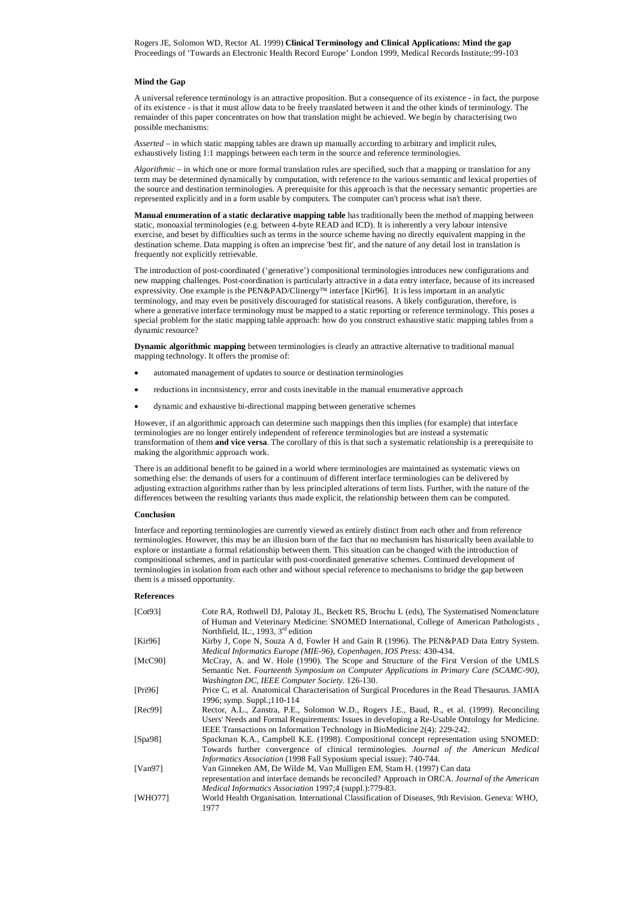## Mind the Gap

A universal reference terminology is an attractive proposition. But a consequence of its existence - in fact, the purpose of its existence - is that it must allow data to be freely translated between it and the other kinds of terminology. The remainder of this paper concentrates on how that translation might be achieved. We begin by characterising two possible mechanisms:

*Asserted* – in which static mapping tables are drawn up manually according to arbitrary and implicit rules, exhaustively listing 1:1 mappings between each term in the source and reference terminologies.

*Algorithmic* – in which one or more formal translation rules are specified, such that a mapping or translation for any term may be determined dynamically by computation, with reference to the various semantic and lexical properties of the source and destination terminologies. A prerequisite for this approach is that the necessary semantic properties are represented explicitly and in a form usable by computers. The computer can't process what isn't there.

**Manual enumeration of a static declarative mapping table** has traditionally been the method of mapping between static, monoaxial terminologies (e.g. between 4-byte READ and ICD). It is inherently a very labour intensive exercise, and beset by difficulties such as terms in the source scheme having no directly equivalent mapping in the destination scheme. Data mapping is often an imprecise 'best fit', and the nature of any detail lost in translation is frequently not explicitly retrievable.

The introduction of post-coordinated ('generative') compositional terminologies introduces new configurations and new mapping challenges. Post-coordination is particularly attractive in a data entry interface, because of its increased expressivity. One example is the PEN&PAD/Clinergy™ interface [Kir96]. It is less important in an analytic terminology, and may even be positively discouraged for statistical reasons. A likely configuration, therefore, is where a generative interface terminology must be mapped to a static reporting or reference terminology. This poses a special problem for the static mapping table approach: how do you construct exhaustive static mapping tables from a dynamic resource?

**Dynamic algorithmic mapping** between terminologies is clearly an attractive alternative to traditional manual mapping technology. It offers the promise of:

- automated management of updates to source or destination terminologies
- reductions in inconsistency, error and costs inevitable in the manual enumerative approach
- dynamic and exhaustive bi-directional mapping between generative schemes

However, if an algorithmic approach can determine such mappings then this implies (for example) that interface terminologies are no longer entirely independent of reference terminologies but are instead a systematic transformation of them **and vice versa**. The corollary of this is that such a systematic relationship is a prerequisite to making the algorithmic approach work.

There is an additional benefit to be gained in a world where terminologies are maintained as systematic views on something else: the demands of users for a continuum of different interface terminologies can be delivered by adjusting extraction algorithms rather than by less principled alterations of term lists. Further, with the nature of the differences between the resulting variants thus made explicit, the relationship between them can be computed.

## Conclusion

Interface and reporting terminologies are currently viewed as entirely distinct from each other and from reference terminologies. However, this may be an illusion born of the fact that no mechanism has historically been available to explore or instantiate a formal relationship between them. This situation can be changed with the introduction of compositional schemes, and in particular with post-coordinated generative schemes. Continued development of terminologies in isolation from each other and without special reference to mechanisms to bridge the gap between them is a missed opportunity.

## References

[Cot93] Cote RA, Rothwell DJ, Palotay JL, Beckett RS, Brochu L (eds), The Systematised Nomenclature of Human and Veterinary Medicine: SNOMED International, College of American Pathologists , Northfield, IL:, 1993, 3rd edition

[Kir96] Kirby J, Cope N, Souza A d, Fowler H and Gain R (1996). The PEN&PAD Data Entry System. *Medical Informatics Europe (MIE-96), Copenhagen, IOS Press:* 430-434.

[McC90] McCray, A. and W. Hole (1990). The Scope and Structure of the First Version of the UMLS Semantic Net. *Fourteenth Symposium on Computer Applications in Primary Care (SCAMC-90), Washington DC, IEEE Computer Society*. 126-130.

[Pri96] Price C, et al. Anatomical Characterisation of Surgical Procedures in the Read Thesaurus. JAMIA 1996; symp. Suppl.;110-114

[Rec99] Rector, A.L., Zanstra, P.E., Solomon W.D., Rogers J.E., Baud, R., et al. (1999). Reconciling Users' Needs and Formal Requirements: Issues in developing a Re-Usable Ontology for Medicine. IEEE Transactions on Information Technology in BioMedicine 2(4): 229-242.

[Spa98] Spackman K.A., Campbell K.E. (1998). Compositional concept representation using SNOMED: Towards further convergence of clinical terminologies. *Journal of the American Medical Informatics Association* (1998 Fall Syposium special issue): 740-744.

[Van97] Van Ginneken AM, De Wilde M, Van Mulligen EM, Stam H. (1997) Can data representation and interface demands be reconciled? Approach in ORCA. *Journal of the American Medical Informatics Association* 1997;4 (suppl.):779-83.

[WHO77] World Health Organisation. International Classification of Diseases, 9th Revision. Geneva: WHO, 1977